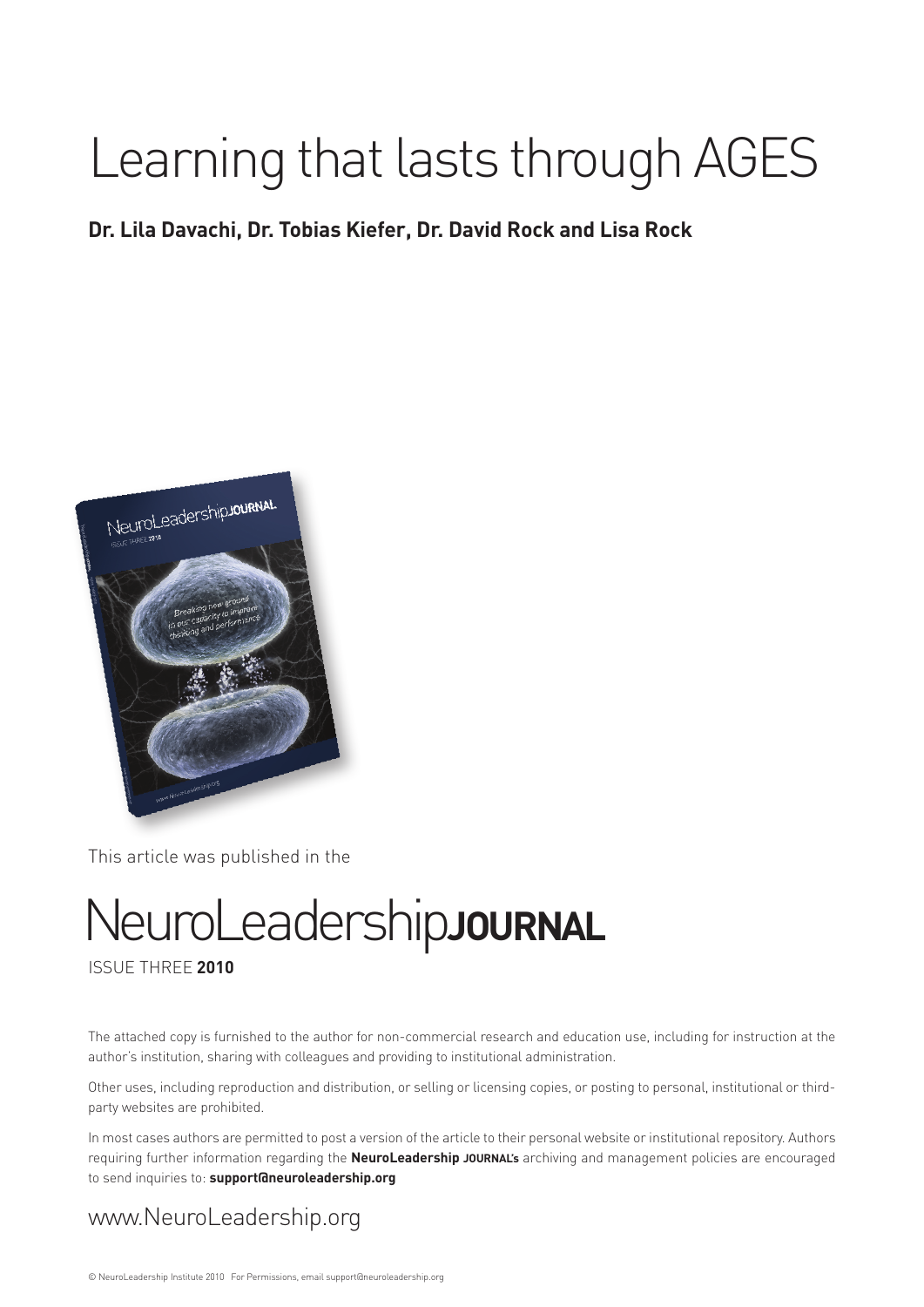# Learning that lasts through AGES

**Dr. Lila Davachi, Dr. Tobias Kiefer, Dr. David Rock and Lisa Rock**

This article was published in the

NeuroLeadership**JOURNAL**

ISSUE THREE **2010**

The attached copy is furnished to the author for non-commercial research and education use, including for instruction at the author's institution, sharing with colleagues and providing to institutional administration.

Other uses, including reproduction and distribution, or selling or licensing copies, or posting to personal, institutional or third-party websites are prohibited.

In most cases authors are permitted to post a version of the article to their personal website or institutional repository. Authors requiring further information regarding the **NeuroLeadership JOURNAL's** archiving and management policies are encouraged to send inquiries to: **support@neuroleadership.org**

www.NeuroLeadership.org

© NeuroLeadership Institute 2010 For Permissions, email support@neuroleadership.org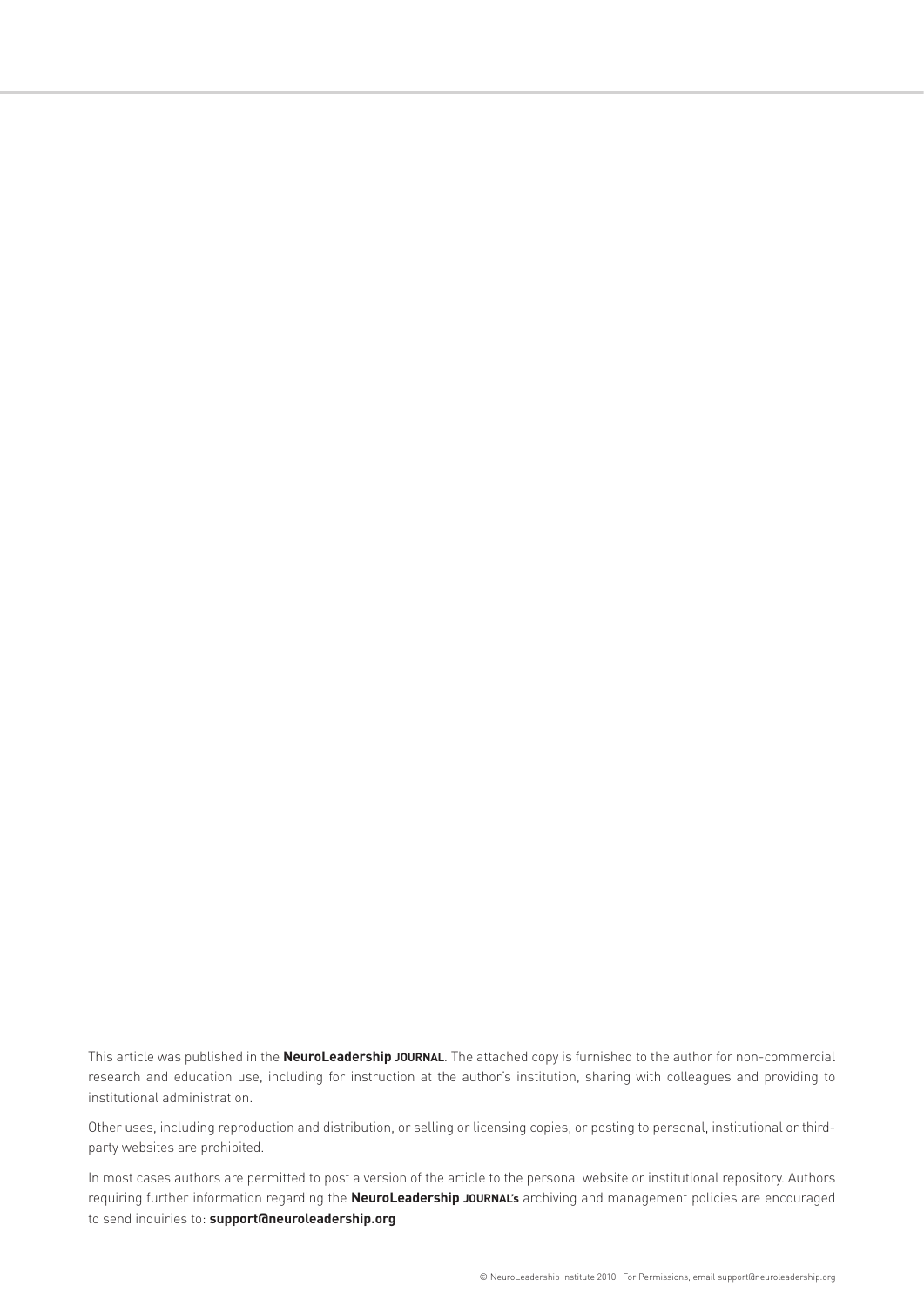This article was published in the **NeuroLeadership JOURNAL**. The attached copy is furnished to the author for non-commercial research and education use, including for instruction at the author's institution, sharing with colleagues and providing to institutional administration.

Other uses, including reproduction and distribution, or selling or licensing copies, or posting to personal, institutional or third-party websites are prohibited.

In most cases authors are permitted to post a version of the article to the personal website or institutional repository. Authors requiring further information regarding the **NeuroLeadership JOURNAL's** archiving and management policies are encouraged to send inquiries to: **support@neuroleadership.org**

© NeuroLeadership Institute 2010 For Permissions, email support@neuroleadership.org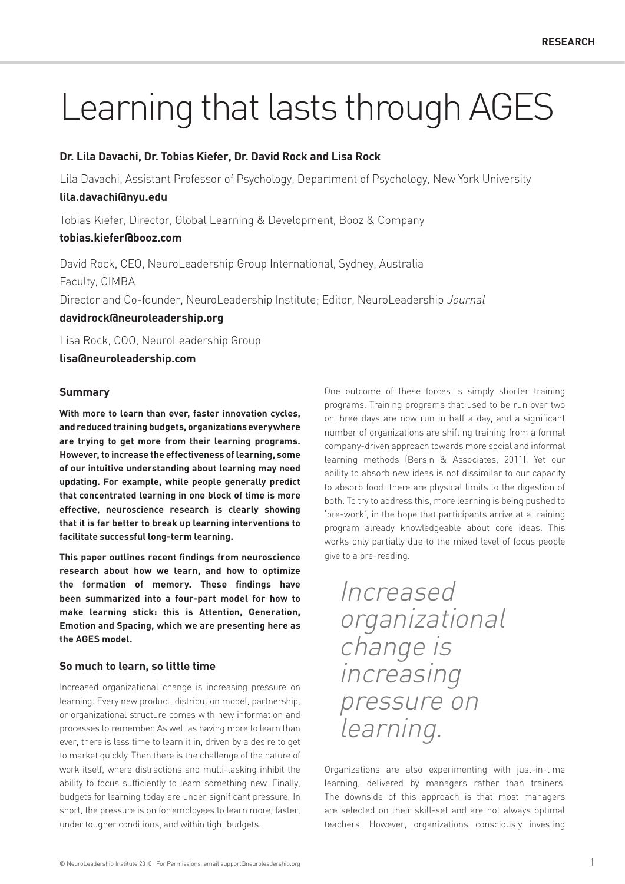# Learning that lasts through AGES

**Dr. Lila Davachi, Dr. Tobias Kiefer, Dr. David Rock and Lisa Rock**

Lila Davachi, Assistant Professor of Psychology, Department of Psychology, New York University

**lila.davachi@nyu.edu**

Tobias Kiefer, Director, Global Learning & Development, Booz & Company

**tobias.kiefer@booz.com**

David Rock, CEO, NeuroLeadership Group International, Sydney, Australia

Faculty, CIMBA

Director and Co-founder, NeuroLeadership Institute; Editor, NeuroLeadership *Journal*

**davidrock@neuroleadership.org**

Lisa Rock, COO, NeuroLeadership Group

**lisa@neuroleadership.com**

### Summary

**With more to learn than ever, faster innovation cycles, and reduced training budgets, organizations everywhere are trying to get more from their learning programs. However, to increase the effectiveness of learning, some of our intuitive understanding about learning may need updating. For example, while people generally predict that concentrated learning in one block of time is more effective, neuroscience research is clearly showing that it is far better to break up learning interventions to facilitate successful long-term learning.**

**This paper outlines recent findings from neuroscience research about how we learn, and how to optimize the formation of memory. These findings have been summarized into a four-part model for how to make learning stick: this is Attention, Generation, Emotion and Spacing, which we are presenting here as the AGES model.**

### So much to learn, so little time

Increased organizational change is increasing pressure on learning. Every new product, distribution model, partnership, or organizational structure comes with new information and processes to remember. As well as having more to learn than ever, there is less time to learn it in, driven by a desire to get to market quickly. Then there is the challenge of the nature of work itself, where distractions and multi-tasking inhibit the ability to focus sufficiently to learn something new. Finally, budgets for learning today are under significant pressure. In short, the pressure is on for employees to learn more, faster, under tougher conditions, and within tight budgets.

One outcome of these forces is simply shorter training programs. Training programs that used to be run over two or three days are now run in half a day, and a significant number of organizations are shifting training from a formal company-driven approach towards more social and informal learning methods (Bersin & Associates, 2011). Yet our ability to absorb new ideas is not dissimilar to our capacity to absorb food: there are physical limits to the digestion of both. To try to address this, more learning is being pushed to 'pre-work', in the hope that participants arrive at a training program already knowledgeable about core ideas. This works only partially due to the mixed level of focus people give to a pre-reading.

> *Increased organizational change is increasing pressure on learning.*

Organizations are also experimenting with just-in-time learning, delivered by managers rather than trainers. The downside of this approach is that most managers are selected on their skill-set and are not always optimal teachers. However, organizations consciously investing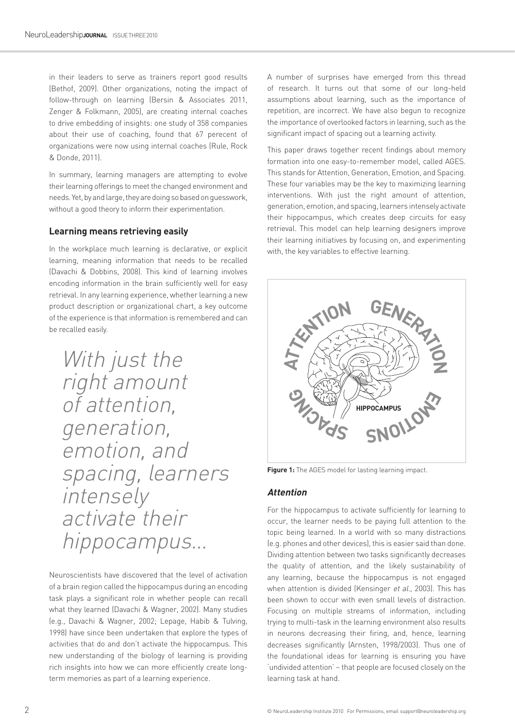in their leaders to serve as trainers report good results (Bethof, 2009). Other organizations, noting the impact of follow-through on learning (Bersin & Associates 2011, Zenger & Folkmann, 2005), are creating internal coaches to drive embedding of insights: one study of 358 companies about their use of coaching, found that 67 perecent of organizations were now using internal coaches (Rule, Rock & Donde, 2011).

In summary, learning managers are attempting to evolve their learning offerings to meet the changed environment and needs. Yet, by and large, they are doing so based on guesswork, without a good theory to inform their experimentation.

### Learning means retrieving easily

In the workplace much learning is declarative, or explicit learning, meaning information that needs to be recalled (Davachi & Dobbins, 2008). This kind of learning involves encoding information in the brain sufficiently well for easy retrieval. In any learning experience, whether learning a new product description or organizational chart, a key outcome of the experience is that information is remembered and can be recalled easily.

*With just the right amount of attention, generation, emotion, and spacing, learners intensely activate their hippocampus...*

Neuroscientists have discovered that the level of activation of a brain region called the hippocampus during an encoding task plays a significant role in whether people can recall what they learned (Davachi & Wagner, 2002). Many studies (e.g., Davachi & Wagner, 2002; Lepage, Habib & Tulving, 1998) have since been undertaken that explore the types of activities that do and don't activate the hippocampus. This new understanding of the biology of learning is providing rich insights into how we can more efficiently create long-term memories as part of a learning experience.

A number of surprises have emerged from this thread of research. It turns out that some of our long-held assumptions about learning, such as the importance of repetition, are incorrect. We have also begun to recognize the importance of overlooked factors in learning, such as the significant impact of spacing out a learning activity.

This paper draws together recent findings about memory formation into one easy-to-remember model, called AGES. This stands for Attention, Generation, Emotion, and Spacing. These four variables may be the key to maximizing learning interventions. With just the right amount of attention, generation, emotion, and spacing, learners intensely activate their hippocampus, which creates deep circuits for easy retrieval. This model can help learning designers improve their learning initiatives by focusing on, and experimenting with, the key variables to effective learning.

**Figure 1:** The AGES model for lasting learning impact.

### *Attention*

For the hippocampus to activate sufficiently for learning to occur, the learner needs to be paying full attention to the topic being learned. In a world with so many distractions (e.g. phones and other devices), this is easier said than done. Dividing attention between two tasks significantly decreases the quality of attention, and the likely sustainability of any learning, because the hippocampus is not engaged when attention is divided (Kensinger *et al.,* 2003). This has been shown to occur with even small levels of distraction. Focusing on multiple streams of information, including trying to multi-task in the learning environment also results in neurons decreasing their firing, and, hence, learning decreases significantly (Arnsten, 1998/2003). Thus one of the foundational ideas for learning is ensuring you have 'undivided attention' – that people are focused closely on the learning task at hand.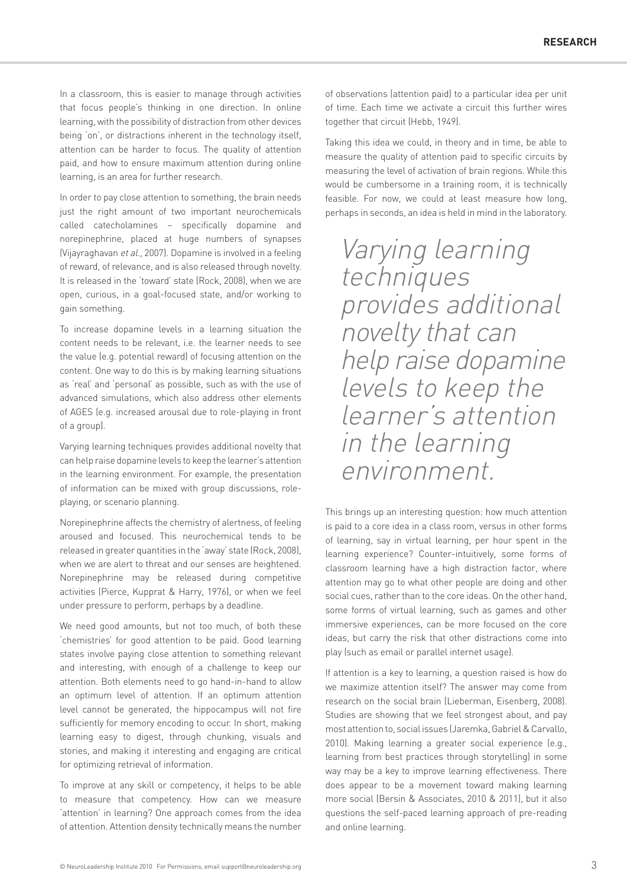In a classroom, this is easier to manage through activities that focus people's thinking in one direction. In online learning, with the possibility of distraction from other devices being 'on', or distractions inherent in the technology itself, attention can be harder to focus. The quality of attention paid, and how to ensure maximum attention during online learning, is an area for further research.

In order to pay close attention to something, the brain needs just the right amount of two important neurochemicals called catecholamines – specifically dopamine and norepinephrine, placed at huge numbers of synapses (Vijayraghavan *et al.*, 2007). Dopamine is involved in a feeling of reward, of relevance, and is also released through novelty. It is released in the 'toward' state (Rock, 2008), when we are open, curious, in a goal-focused state, and/or working to gain something.

To increase dopamine levels in a learning situation the content needs to be relevant, i.e. the learner needs to see the value (e.g. potential reward) of focusing attention on the content. One way to do this is by making learning situations as 'real' and 'personal' as possible, such as with the use of advanced simulations, which also address other elements of AGES (e.g. increased arousal due to role-playing in front of a group).

Varying learning techniques provides additional novelty that can help raise dopamine levels to keep the learner's attention in the learning environment. For example, the presentation of information can be mixed with group discussions, role-playing, or scenario planning.

Norepinephrine affects the chemistry of alertness, of feeling aroused and focused. This neurochemical tends to be released in greater quantities in the 'away' state (Rock, 2008), when we are alert to threat and our senses are heightened. Norepinephrine may be released during competitive activities (Pierce, Kupprat & Harry, 1976), or when we feel under pressure to perform, perhaps by a deadline.

We need good amounts, but not too much, of both these 'chemistries' for good attention to be paid. Good learning states involve paying close attention to something relevant and interesting, with enough of a challenge to keep our attention. Both elements need to go hand-in-hand to allow an optimum level of attention. If an optimum attention level cannot be generated, the hippocampus will not fire sufficiently for memory encoding to occur. In short, making learning easy to digest, through chunking, visuals and stories, and making it interesting and engaging are critical for optimizing retrieval of information.

To improve at any skill or competency, it helps to be able to measure that competency. How can we measure 'attention' in learning? One approach comes from the idea of attention. Attention density technically means the number of observations (attention paid) to a particular idea per unit of time. Each time we activate a circuit this further wires together that circuit (Hebb, 1949).

Taking this idea we could, in theory and in time, be able to measure the quality of attention paid to specific circuits by measuring the level of activation of brain regions. While this would be cumbersome in a training room, it is technically feasible. For now, we could at least measure how long, perhaps in seconds, an idea is held in mind in the laboratory.

> *Varying learning techniques provides additional novelty that can help raise dopamine levels to keep the learner's attention in the learning environment.*

This brings up an interesting question: how much attention is paid to a core idea in a class room, versus in other forms of learning, say in virtual learning, per hour spent in the learning experience? Counter-intuitively, some forms of classroom learning have a high distraction factor, where attention may go to what other people are doing and other social cues, rather than to the core ideas. On the other hand, some forms of virtual learning, such as games and other immersive experiences, can be more focused on the core ideas, but carry the risk that other distractions come into play (such as email or parallel internet usage).

If attention is a key to learning, a question raised is how do we maximize attention itself? The answer may come from research on the social brain (Lieberman, Eisenberg, 2008). Studies are showing that we feel strongest about, and pay most attention to, social issues (Jaremka, Gabriel & Carvallo, 2010). Making learning a greater social experience (e.g., learning from best practices through storytelling) in some way may be a key to improve learning effectiveness. There does appear to be a movement toward making learning more social (Bersin & Associates, 2010 & 2011), but it also questions the self-paced learning approach of pre-reading and online learning.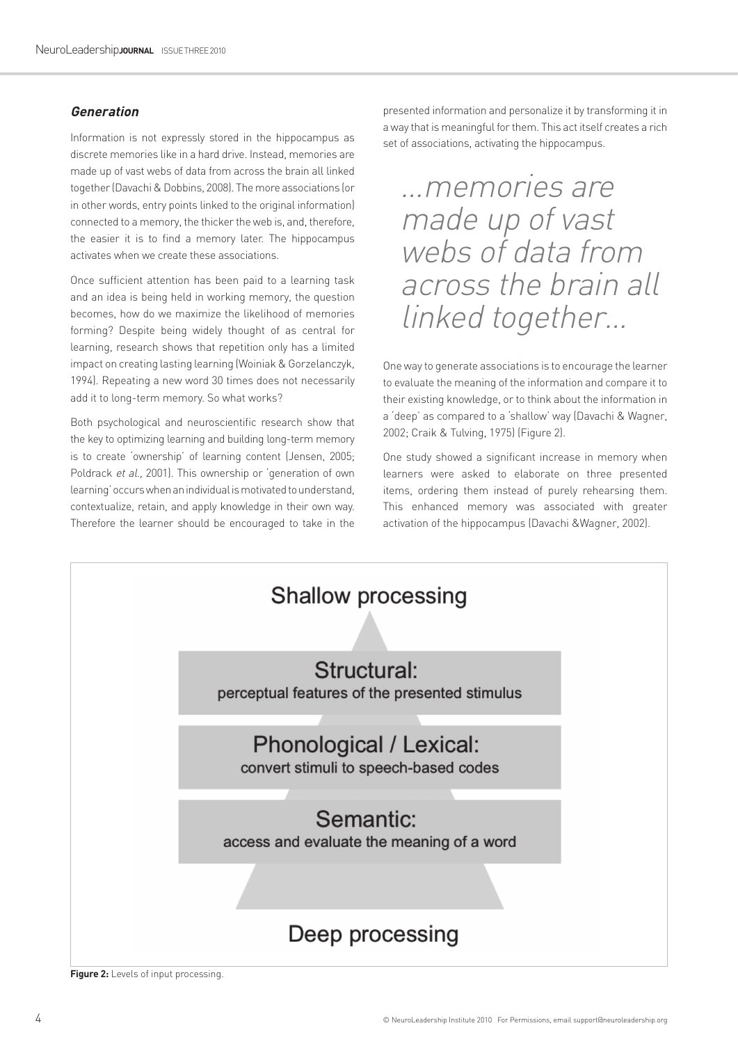### *Generation*

Information is not expressly stored in the hippocampus as discrete memories like in a hard drive. Instead, memories are made up of vast webs of data from across the brain all linked together (Davachi & Dobbins, 2008). The more associations (or in other words, entry points linked to the original information) connected to a memory, the thicker the web is, and, therefore, the easier it is to find a memory later. The hippocampus activates when we create these associations.

Once sufficient attention has been paid to a learning task and an idea is being held in working memory, the question becomes, how do we maximize the likelihood of memories forming? Despite being widely thought of as central for learning, research shows that repetition only has a limited impact on creating lasting learning (Woiniak & Gorzelanczyk, 1994). Repeating a new word 30 times does not necessarily add it to long-term memory. So what works?

Both psychological and neuroscientific research show that the key to optimizing learning and building long-term memory is to create 'ownership' of learning content (Jensen, 2005; Poldrack *et al.*, 2001). This ownership or 'generation of own learning' occurs when an individual is motivated to understand, contextualize, retain, and apply knowledge in their own way. Therefore the learner should be encouraged to take in the presented information and personalize it by transforming it in a way that is meaningful for them. This act itself creates a rich set of associations, activating the hippocampus.

> *...memories are made up of vast webs of data from across the brain all linked together...*

One way to generate associations is to encourage the learner to evaluate the meaning of the information and compare it to their existing knowledge, or to think about the information in a 'deep' as compared to a 'shallow' way (Davachi & Wagner, 2002; Craik & Tulving, 1975) (Figure 2).

One study showed a significant increase in memory when learners were asked to elaborate on three presented items, ordering them instead of purely rehearsing them. This enhanced memory was associated with greater activation of the hippocampus (Davachi &Wagner, 2002).

Shallow processing

Structural:
perceptual features of the presented stimulus

Phonological / Lexical:
convert stimuli to speech-based codes

Semantic:
access and evaluate the meaning of a word

Deep processing

**Figure 2:** Levels of input processing.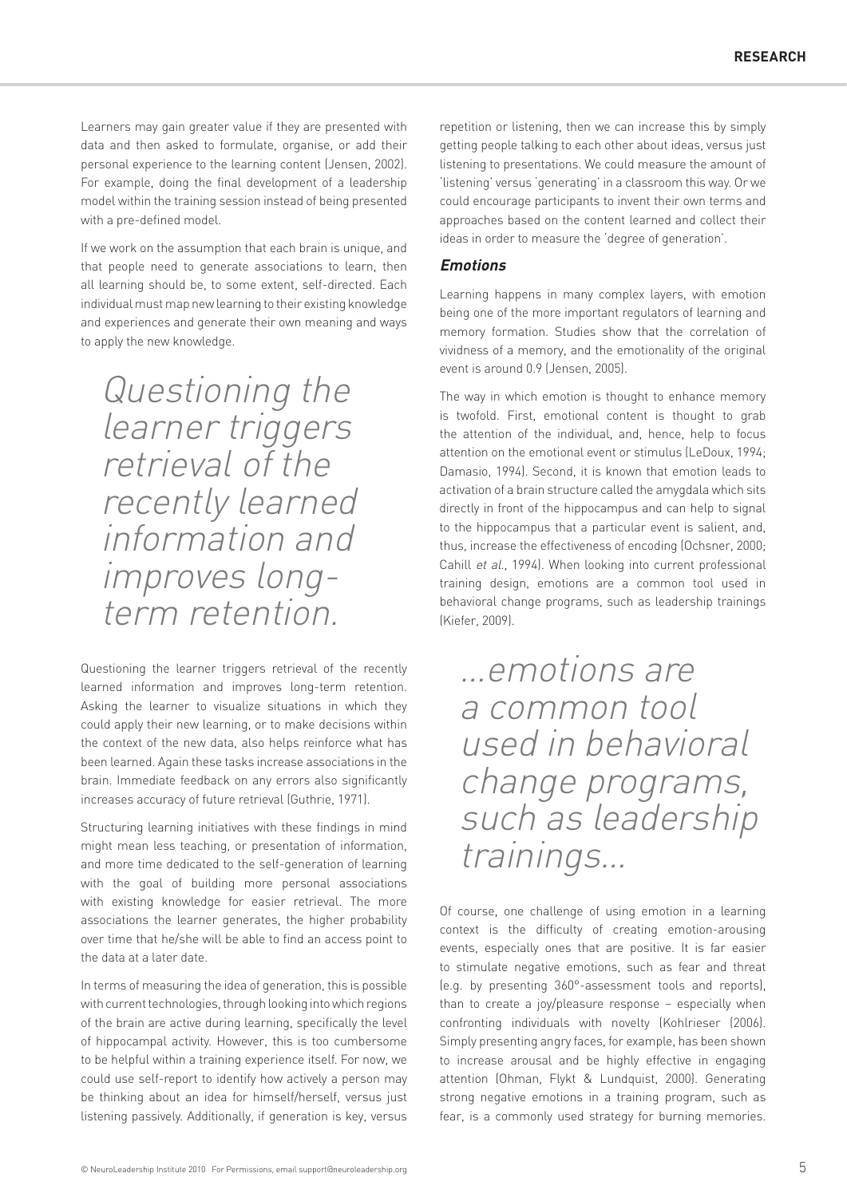Learners may gain greater value if they are presented with data and then asked to formulate, organise, or add their personal experience to the learning content (Jensen, 2002). For example, doing the final development of a leadership model within the training session instead of being presented with a pre-defined model.

If we work on the assumption that each brain is unique, and that people need to generate associations to learn, then all learning should be, to some extent, self-directed. Each individual must map new learning to their existing knowledge and experiences and generate their own meaning and ways to apply the new knowledge.

> *Questioning the learner triggers retrieval of the recently learned information and improves long-term retention.*

Questioning the learner triggers retrieval of the recently learned information and improves long-term retention. Asking the learner to visualize situations in which they could apply their new learning, or to make decisions within the context of the new data, also helps reinforce what has been learned. Again these tasks increase associations in the brain. Immediate feedback on any errors also significantly increases accuracy of future retrieval (Guthrie, 1971).

Structuring learning initiatives with these findings in mind might mean less teaching, or presentation of information, and more time dedicated to the self-generation of learning with the goal of building more personal associations with existing knowledge for easier retrieval. The more associations the learner generates, the higher probability over time that he/she will be able to find an access point to the data at a later date.

In terms of measuring the idea of generation, this is possible with current technologies, through looking into which regions of the brain are active during learning, specifically the level of hippocampal activity. However, this is too cumbersome to be helpful within a training experience itself. For now, we could use self-report to identify how actively a person may be thinking about an idea for himself/herself, versus just listening passively. Additionally, if generation is key, versus repetition or listening, then we can increase this by simply getting people talking to each other about ideas, versus just listening to presentations. We could measure the amount of 'listening' versus 'generating' in a classroom this way. Or we could encourage participants to invent their own terms and approaches based on the content learned and collect their ideas in order to measure the 'degree of generation'.

### *Emotions*

Learning happens in many complex layers, with emotion being one of the more important regulators of learning and memory formation. Studies show that the correlation of vividness of a memory, and the emotionality of the original event is around 0.9 (Jensen, 2005).

The way in which emotion is thought to enhance memory is twofold. First, emotional content is thought to grab the attention of the individual, and, hence, help to focus attention on the emotional event or stimulus (LeDoux, 1994; Damasio, 1994). Second, it is known that emotion leads to activation of a brain structure called the amygdala which sits directly in front of the hippocampus and can help to signal to the hippocampus that a particular event is salient, and, thus, increase the effectiveness of encoding (Ochsner, 2000; Cahill *et al.*, 1994). When looking into current professional training design, emotions are a common tool used in behavioral change programs, such as leadership trainings (Kiefer, 2009).

> *...emotions are a common tool used in behavioral change programs, such as leadership trainings...*

Of course, one challenge of using emotion in a learning context is the difficulty of creating emotion-arousing events, especially ones that are positive. It is far easier to stimulate negative emotions, such as fear and threat (e.g. by presenting 360°-assessment tools and reports), than to create a joy/pleasure response – especially when confronting individuals with novelty (Kohlrieser (2006). Simply presenting angry faces, for example, has been shown to increase arousal and be highly effective in engaging attention (Ohman, Flykt & Lundquist, 2000). Generating strong negative emotions in a training program, such as fear, is a commonly used strategy for burning memories.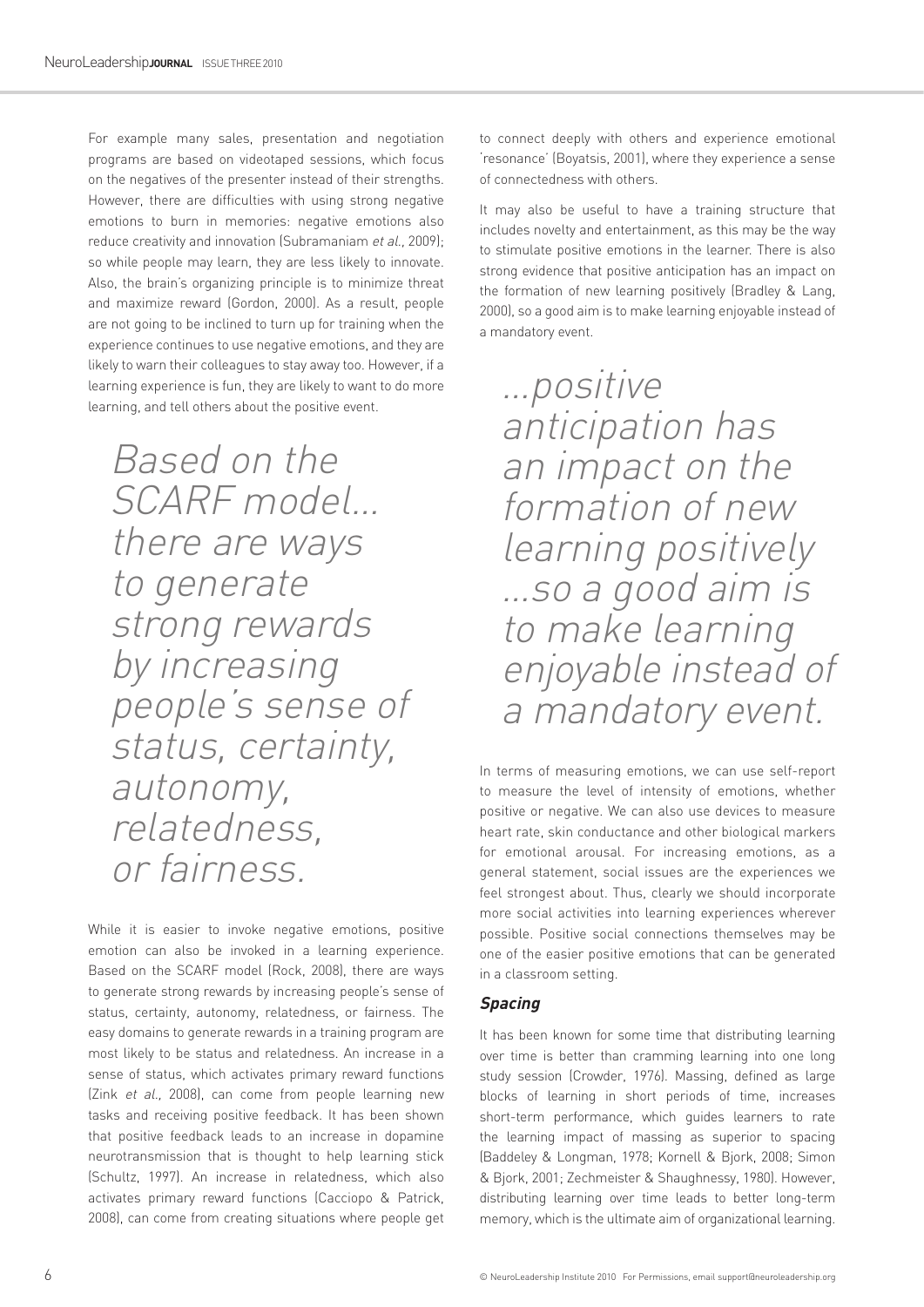For example many sales, presentation and negotiation programs are based on videotaped sessions, which focus on the negatives of the presenter instead of their strengths. However, there are difficulties with using strong negative emotions to burn in memories: negative emotions also reduce creativity and innovation (Subramaniam *et al.*, 2009); so while people may learn, they are less likely to innovate. Also, the brain's organizing principle is to minimize threat and maximize reward (Gordon, 2000). As a result, people are not going to be inclined to turn up for training when the experience continues to use negative emotions, and they are likely to warn their colleagues to stay away too. However, if a learning experience is fun, they are likely to want to do more learning, and tell others about the positive event.

> *Based on the SCARF model... there are ways to generate strong rewards by increasing people's sense of status, certainty, autonomy, relatedness, or fairness.*

While it is easier to invoke negative emotions, positive emotion can also be invoked in a learning experience. Based on the SCARF model (Rock, 2008), there are ways to generate strong rewards by increasing people's sense of status, certainty, autonomy, relatedness, or fairness. The easy domains to generate rewards in a training program are most likely to be status and relatedness. An increase in a sense of status, which activates primary reward functions (Zink *et al.,* 2008), can come from people learning new tasks and receiving positive feedback. It has been shown that positive feedback leads to an increase in dopamine neurotransmission that is thought to help learning stick (Schultz, 1997). An increase in relatedness, which also activates primary reward functions (Cacciopo & Patrick, 2008), can come from creating situations where people get to connect deeply with others and experience emotional 'resonance' (Boyatsis, 2001), where they experience a sense of connectedness with others.

It may also be useful to have a training structure that includes novelty and entertainment, as this may be the way to stimulate positive emotions in the learner. There is also strong evidence that positive anticipation has an impact on the formation of new learning positively (Bradley & Lang, 2000), so a good aim is to make learning enjoyable instead of a mandatory event.

> *...positive anticipation has an impact on the formation of new learning positively ...so a good aim is to make learning enjoyable instead of a mandatory event.*

In terms of measuring emotions, we can use self-report to measure the level of intensity of emotions, whether positive or negative. We can also use devices to measure heart rate, skin conductance and other biological markers for emotional arousal. For increasing emotions, as a general statement, social issues are the experiences we feel strongest about. Thus, clearly we should incorporate more social activities into learning experiences wherever possible. Positive social connections themselves may be one of the easier positive emotions that can be generated in a classroom setting.

### *Spacing*

It has been known for some time that distributing learning over time is better than cramming learning into one long study session (Crowder, 1976). Massing, defined as large blocks of learning in short periods of time, increases short-term performance, which guides learners to rate the learning impact of massing as superior to spacing (Baddeley & Longman, 1978; Kornell & Bjork, 2008; Simon & Bjork, 2001; Zechmeister & Shaughnessy, 1980). However, distributing learning over time leads to better long-term memory, which is the ultimate aim of organizational learning.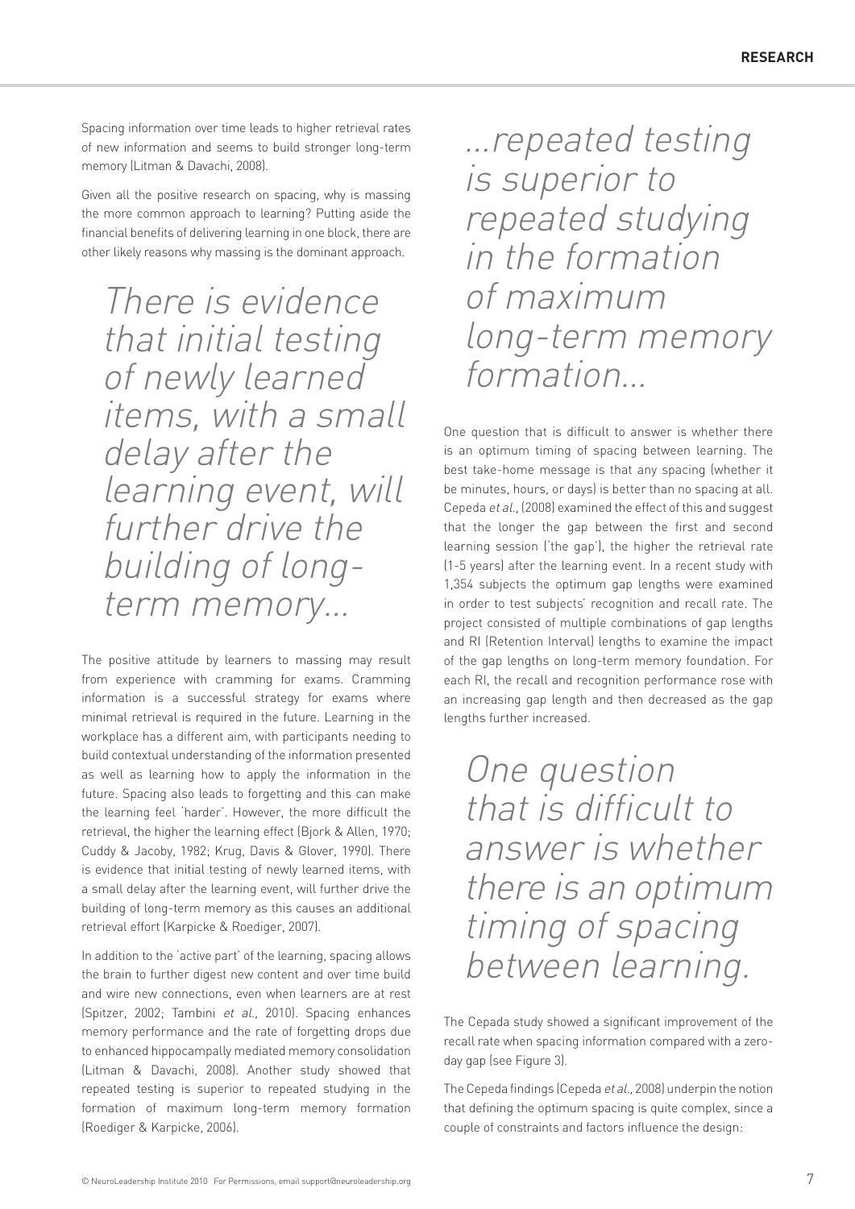Spacing information over time leads to higher retrieval rates of new information and seems to build stronger long-term memory (Litman & Davachi, 2008).

Given all the positive research on spacing, why is massing the more common approach to learning? Putting aside the financial benefits of delivering learning in one block, there are other likely reasons why massing is the dominant approach.

> *There is evidence that initial testing of newly learned items, with a small delay after the learning event, will further drive the building of long-term memory...*

The positive attitude by learners to massing may result from experience with cramming for exams. Cramming information is a successful strategy for exams where minimal retrieval is required in the future. Learning in the workplace has a different aim, with participants needing to build contextual understanding of the information presented as well as learning how to apply the information in the future. Spacing also leads to forgetting and this can make the learning feel 'harder'. However, the more difficult the retrieval, the higher the learning effect (Bjork & Allen, 1970; Cuddy & Jacoby, 1982; Krug, Davis & Glover, 1990). There is evidence that initial testing of newly learned items, with a small delay after the learning event, will further drive the building of long-term memory as this causes an additional retrieval effort (Karpicke & Roediger, 2007).

In addition to the 'active part' of the learning, spacing allows the brain to further digest new content and over time build and wire new connections, even when learners are at rest (Spitzer, 2002; Tambini *et al.,* 2010). Spacing enhances memory performance and the rate of forgetting drops due to enhanced hippocampally mediated memory consolidation (Litman & Davachi, 2008). Another study showed that repeated testing is superior to repeated studying in the formation of maximum long-term memory formation (Roediger & Karpicke, 2006).

> *...repeated testing is superior to repeated studying in the formation of maximum long-term memory formation...*

One question that is difficult to answer is whether there is an optimum timing of spacing between learning. The best take-home message is that any spacing (whether it be minutes, hours, or days) is better than no spacing at all. Cepeda *et al.*, (2008) examined the effect of this and suggest that the longer the gap between the first and second learning session ('the gap'), the higher the retrieval rate (1-5 years) after the learning event. In a recent study with 1,354 subjects the optimum gap lengths were examined in order to test subjects' recognition and recall rate. The project consisted of multiple combinations of gap lengths and RI (Retention Interval) lengths to examine the impact of the gap lengths on long-term memory foundation. For each RI, the recall and recognition performance rose with an increasing gap length and then decreased as the gap lengths further increased.

> *One question that is difficult to answer is whether there is an optimum timing of spacing between learning.*

The Cepada study showed a significant improvement of the recall rate when spacing information compared with a zero-day gap (see Figure 3).

The Cepeda findings (Cepeda *et al.*, 2008) underpin the notion that defining the optimum spacing is quite complex, since a couple of constraints and factors influence the design: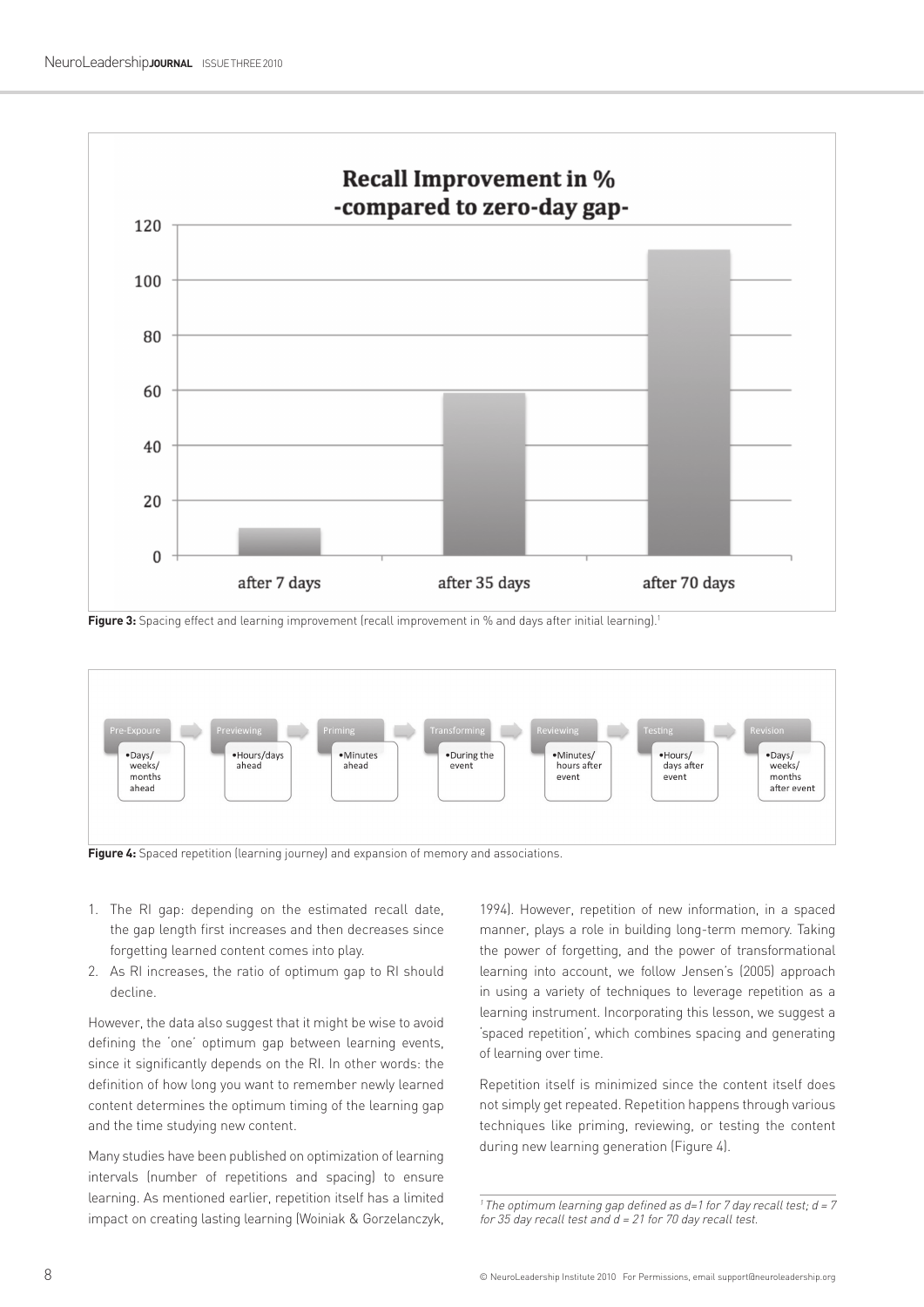Figure 3: Spacing effect and learning improvement (recall improvement in % and days after initial learning).[1]

Figure 4: Spaced repetition (learning journey) and expansion of memory and associations.

1. The RI gap: depending on the estimated recall date, the gap length first increases and then decreases since forgetting learned content comes into play.
2. As RI increases, the ratio of optimum gap to RI should decline.

However, the data also suggest that it might be wise to avoid defining the 'one' optimum gap between learning events, since it significantly depends on the RI. In other words: the definition of how long you want to remember newly learned content determines the optimum timing of the learning gap and the time studying new content.

Many studies have been published on optimization of learning intervals (number of repetitions and spacing) to ensure learning. As mentioned earlier, repetition itself has a limited impact on creating lasting learning (Woiniak & Gorzelanczyk, 1994). However, repetition of new information, in a spaced manner, plays a role in building long-term memory. Taking the power of forgetting, and the power of transformational learning into account, we follow Jensen's (2005) approach in using a variety of techniques to leverage repetition as a learning instrument. Incorporating this lesson, we suggest a 'spaced repetition', which combines spacing and generating of learning over time.

Repetition itself is minimized since the content itself does not simply get repeated. Repetition happens through various techniques like priming, reviewing, or testing the content during new learning generation (Figure 4).

---

[1] *The optimum learning gap defined as d=1 for 7 day recall test; d = 7 for 35 day recall test and d = 21 for 70 day recall test.*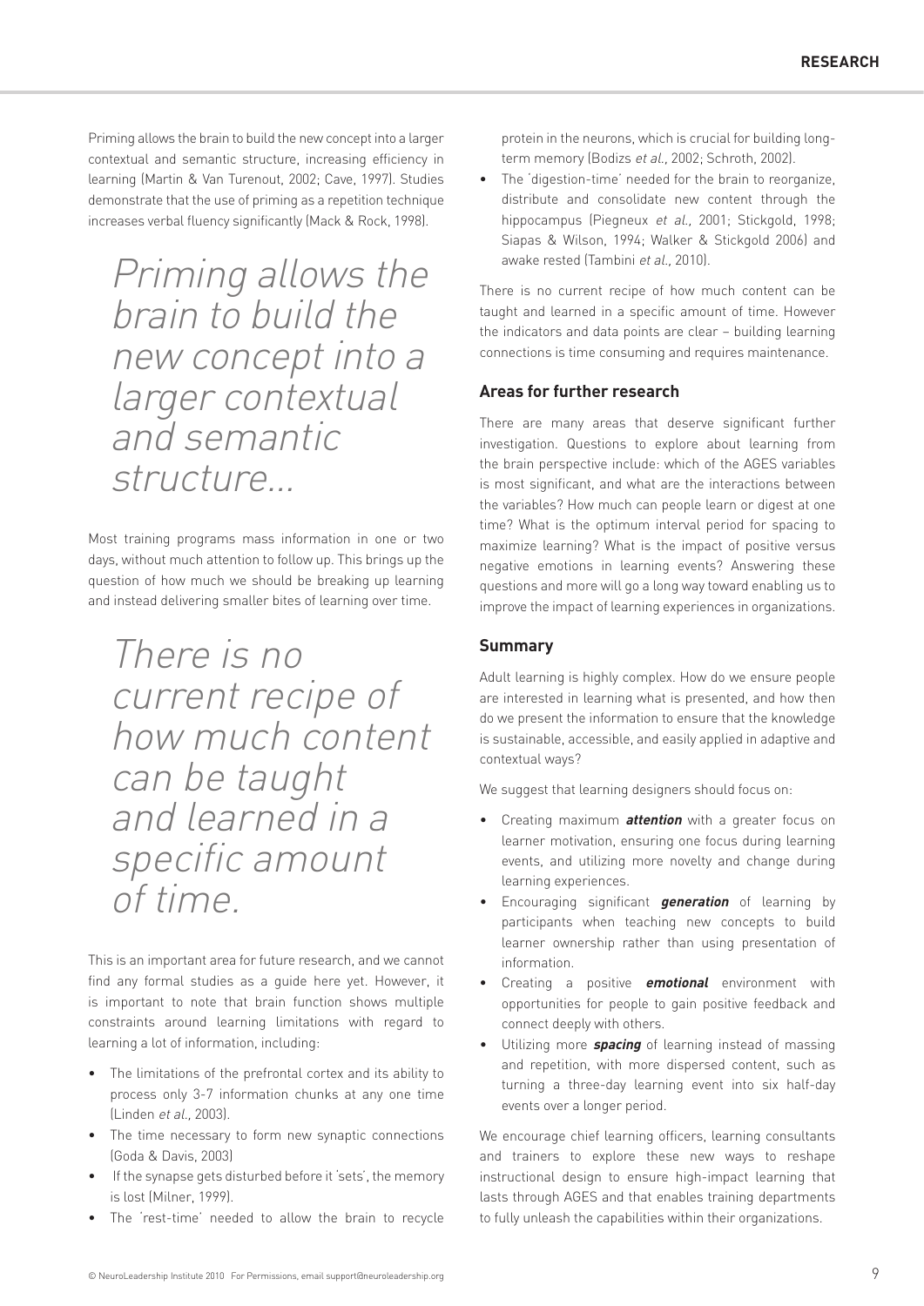Priming allows the brain to build the new concept into a larger contextual and semantic structure, increasing efficiency in learning (Martin & Van Turenout, 2002; Cave, 1997). Studies demonstrate that the use of priming as a repetition technique increases verbal fluency significantly (Mack & Rock, 1998).

> *Priming allows the brain to build the new concept into a larger contextual and semantic structure...*

Most training programs mass information in one or two days, without much attention to follow up. This brings up the question of how much we should be breaking up learning and instead delivering smaller bites of learning over time.

> *There is no current recipe of how much content can be taught and learned in a specific amount of time.*

This is an important area for future research, and we cannot find any formal studies as a guide here yet. However, it is important to note that brain function shows multiple constraints around learning limitations with regard to learning a lot of information, including:

- The limitations of the prefrontal cortex and its ability to process only 3-7 information chunks at any one time (Linden *et al.,* 2003).
- The time necessary to form new synaptic connections (Goda & Davis, 2003)
- If the synapse gets disturbed before it 'sets', the memory is lost (Milner, 1999).
- The 'rest-time' needed to allow the brain to recycle protein in the neurons, which is crucial for building long-term memory (Bodizs *et al.,* 2002; Schroth, 2002).
- The 'digestion-time' needed for the brain to reorganize, distribute and consolidate new content through the hippocampus (Piegneux *et al.,* 2001; Stickgold, 1998; Siapas & Wilson, 1994; Walker & Stickgold 2006) and awake rested (Tambini *et al.,* 2010).

There is no current recipe of how much content can be taught and learned in a specific amount of time. However the indicators and data points are clear – building learning connections is time consuming and requires maintenance.

### Areas for further research

There are many areas that deserve significant further investigation. Questions to explore about learning from the brain perspective include: which of the AGES variables is most significant, and what are the interactions between the variables? How much can people learn or digest at one time? What is the optimum interval period for spacing to maximize learning? What is the impact of positive versus negative emotions in learning events? Answering these questions and more will go a long way toward enabling us to improve the impact of learning experiences in organizations.

### Summary

Adult learning is highly complex. How do we ensure people are interested in learning what is presented, and how then do we present the information to ensure that the knowledge is sustainable, accessible, and easily applied in adaptive and contextual ways?

We suggest that learning designers should focus on:

- Creating maximum ***attention*** with a greater focus on learner motivation, ensuring one focus during learning events, and utilizing more novelty and change during learning experiences.
- Encouraging significant ***generation*** of learning by participants when teaching new concepts to build learner ownership rather than using presentation of information.
- Creating a positive ***emotional*** environment with opportunities for people to gain positive feedback and connect deeply with others.
- Utilizing more ***spacing*** of learning instead of massing and repetition, with more dispersed content, such as turning a three-day learning event into six half-day events over a longer period.

We encourage chief learning officers, learning consultants and trainers to explore these new ways to reshape instructional design to ensure high-impact learning that lasts through AGES and that enables training departments to fully unleash the capabilities within their organizations.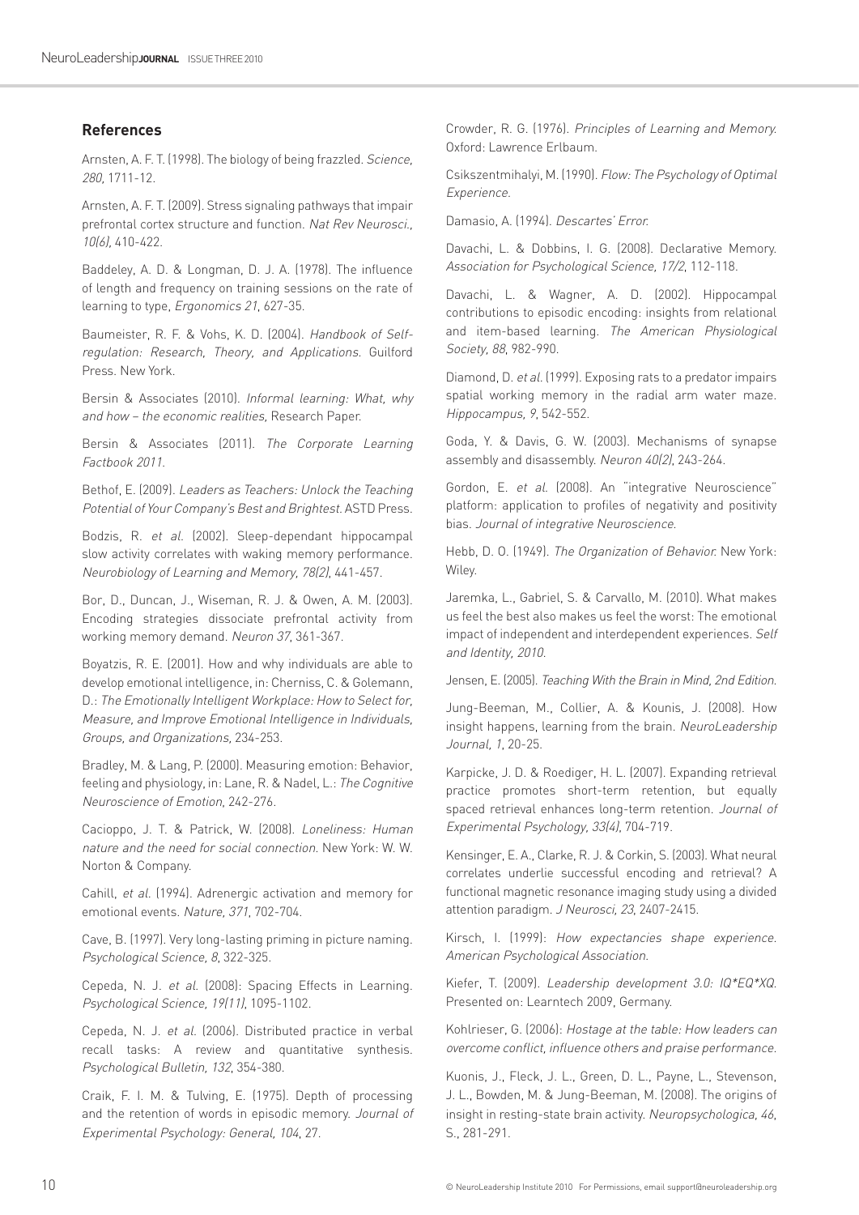## References

Arnsten, A. F. T. (1998). The biology of being frazzled. *Science, 280*, 1711-12.

Arnsten, A. F. T. (2009). Stress signaling pathways that impair prefrontal cortex structure and function. *Nat Rev Neurosci., 10(6)*, 410-422.

Baddeley, A. D. & Longman, D. J. A. (1978). The influence of length and frequency on training sessions on the rate of learning to type, *Ergonomics 21*, 627-35.

Baumeister, R. F. & Vohs, K. D. (2004). *Handbook of Self-regulation: Research, Theory, and Applications.* Guilford Press. New York.

Bersin & Associates (2010). *Informal learning: What, why and how – the economic realities,* Research Paper.

Bersin & Associates (2011). *The Corporate Learning Factbook 2011.*

Bethof, E. (2009). *Leaders as Teachers: Unlock the Teaching Potential of Your Company's Best and Brightest.* ASTD Press.

Bodzis, R. *et al.* (2002). Sleep-dependant hippocampal slow activity correlates with waking memory performance. *Neurobiology of Learning and Memory, 78(2)*, 441-457.

Bor, D., Duncan, J., Wiseman, R. J. & Owen, A. M. (2003). Encoding strategies dissociate prefrontal activity from working memory demand. *Neuron 37*, 361-367.

Boyatzis, R. E. (2001). How and why individuals are able to develop emotional intelligence, in: Cherniss, C. & Golemann, D.: *The Emotionally Intelligent Workplace: How to Select for, Measure, and Improve Emotional Intelligence in Individuals, Groups, and Organizations,* 234-253.

Bradley, M. & Lang, P. (2000). Measuring emotion: Behavior, feeling and physiology, in: Lane, R. & Nadel, L.: *The Cognitive Neuroscience of Emotion*, 242-276.

Cacioppo, J. T. & Patrick, W. (2008). *Loneliness: Human nature and the need for social connection.* New York: W. W. Norton & Company.

Cahill, *et al.* (1994). Adrenergic activation and memory for emotional events. *Nature, 371*, 702-704.

Cave, B. (1997). Very long-lasting priming in picture naming. *Psychological Science, 8*, 322-325.

Cepeda, N. J. *et al.* (2008): Spacing Effects in Learning. *Psychological Science, 19(11)*, 1095-1102.

Cepeda, N. J. *et al.* (2006). Distributed practice in verbal recall tasks: A review and quantitative synthesis. *Psychological Bulletin, 132*, 354-380.

Craik, F. I. M. & Tulving, E. (1975). Depth of processing and the retention of words in episodic memory. *Journal of Experimental Psychology: General, 104*, 27.

Crowder, R. G. (1976). *Principles of Learning and Memory.* Oxford: Lawrence Erlbaum.

Csikszentmihalyi, M. (1990). *Flow: The Psychology of Optimal Experience.*

Damasio, A. (1994). *Descartes' Error.*

Davachi, L. & Dobbins, I. G. (2008). Declarative Memory. *Association for Psychological Science, 17/2*, 112-118.

Davachi, L. & Wagner, A. D. (2002). Hippocampal contributions to episodic encoding: insights from relational and item-based learning. *The American Physiological Society, 88*, 982-990.

Diamond, D. *et al.* (1999). Exposing rats to a predator impairs spatial working memory in the radial arm water maze. *Hippocampus, 9*, 542-552.

Goda, Y. & Davis, G. W. (2003). Mechanisms of synapse assembly and disassembly. *Neuron 40(2)*, 243-264.

Gordon, E. *et al.* (2008). An "integrative Neuroscience" platform: application to profiles of negativity and positivity bias. *Journal of integrative Neuroscience.*

Hebb, D. O. (1949). *The Organization of Behavior.* New York: Wiley.

Jaremka, L., Gabriel, S. & Carvallo, M. (2010). What makes us feel the best also makes us feel the worst: The emotional impact of independent and interdependent experiences. *Self and Identity, 2010.*

Jensen, E. (2005). *Teaching With the Brain in Mind, 2nd Edition.*

Jung-Beeman, M., Collier, A. & Kounis, J. (2008). How insight happens, learning from the brain. *NeuroLeadership Journal, 1*, 20-25.

Karpicke, J. D. & Roediger, H. L. (2007). Expanding retrieval practice promotes short-term retention, but equally spaced retrieval enhances long-term retention. *Journal of Experimental Psychology, 33(4)*, 704-719.

Kensinger, E. A., Clarke, R. J. & Corkin, S. (2003). What neural correlates underlie successful encoding and retrieval? A functional magnetic resonance imaging study using a divided attention paradigm. *J Neurosci, 23*, 2407-2415.

Kirsch, I. (1999): *How expectancies shape experience. American Psychological Association.*

Kiefer, T. (2009). *Leadership development 3.0: IQ*EQ*XQ.* Presented on: Learntech 2009, Germany.

Kohlrieser, G. (2006): *Hostage at the table: How leaders can overcome conflict, influence others and praise performance.*

Kuonis, J., Fleck, J. L., Green, D. L., Payne, L., Stevenson, J. L., Bowden, M. & Jung-Beeman, M. (2008). The origins of insight in resting-state brain activity. *Neuropsychologica, 46*, S., 281-291.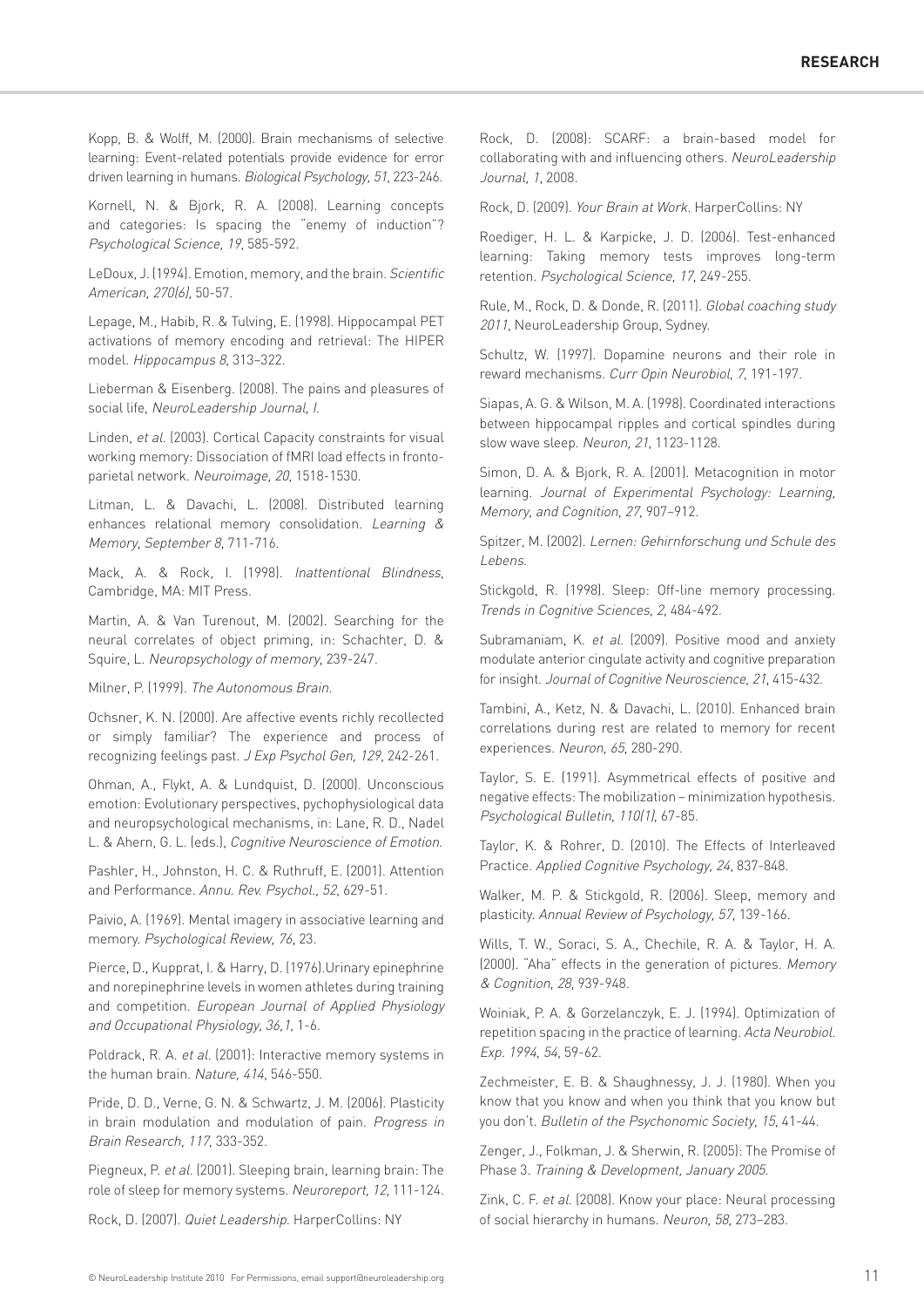Kopp, B. & Wolff, M. (2000). Brain mechanisms of selective learning: Event-related potentials provide evidence for error driven learning in humans. *Biological Psychology, 51*, 223-246.

Kornell, N. & Bjork, R. A. (2008). Learning concepts and categories: Is spacing the "enemy of induction"? *Psychological Science, 19*, 585-592.

LeDoux, J. (1994). Emotion, memory, and the brain. *Scientific American, 270(6)*, 50-57.

Lepage, M., Habib, R. & Tulving, E. (1998). Hippocampal PET activations of memory encoding and retrieval: The HIPER model. *Hippocampus 8*, 313–322.

Lieberman & Eisenberg. (2008). The pains and pleasures of social life, *NeuroLeadership Journal, I.*

Linden, *et al.* (2003). Cortical Capacity constraints for visual working memory: Dissociation of fMRI load effects in fronto-parietal network. *Neuroimage, 20*, 1518-1530.

Litman, L. & Davachi, L. (2008). Distributed learning enhances relational memory consolidation. *Learning & Memory, September 8*, 711-716.

Mack, A. & Rock, I. (1998). *Inattentional Blindness*, Cambridge, MA: MIT Press.

Martin, A. & Van Turenout, M. (2002). Searching for the neural correlates of object priming, in: Schachter, D. & Squire, L. *Neuropsychology of memory*, 239-247.

Milner, P. (1999). *The Autonomous Brain.*

Ochsner, K. N. (2000). Are affective events richly recollected or simply familiar? The experience and process of recognizing feelings past. *J Exp Psychol Gen, 129*, 242-261.

Ohman, A., Flykt, A. & Lundquist, D. (2000). Unconscious emotion: Evolutionary perspectives, pychophysiological data and neuropsychological mechanisms, in: Lane, R. D., Nadel L. & Ahern, G. L. (eds.), *Cognitive Neuroscience of Emotion.*

Pashler, H., Johnston, H. C. & Ruthruff, E. (2001). Attention and Performance. *Annu. Rev. Psychol., 52*, 629-51.

Paivio, A. (1969). Mental imagery in associative learning and memory. *Psychological Review, 76*, 23.

Pierce, D., Kupprat, I. & Harry, D. (1976).Urinary epinephrine and norepinephrine levels in women athletes during training and competition. *European Journal of Applied Physiology and Occupational Physiology, 36,1*, 1-6.

Poldrack, R. A. *et al.* (2001): Interactive memory systems in the human brain. *Nature, 414*, 546-550.

Pride, D. D., Verne, G. N. & Schwartz, J. M. (2006). Plasticity in brain modulation and modulation of pain. *Progress in Brain Research, 117*, 333-352.

Piegneux, P. *et al.* (2001). Sleeping brain, learning brain: The role of sleep for memory systems. *Neuroreport, 12*, 111-124.

Rock, D. (2007). *Quiet Leadership.* HarperCollins: NY

Rock, D. (2008): SCARF: a brain-based model for collaborating with and influencing others. *NeuroLeadership Journal, 1*, 2008.

Rock, D. (2009). *Your Brain at Work.* HarperCollins: NY

Roediger, H. L. & Karpicke, J. D. (2006). Test-enhanced learning: Taking memory tests improves long-term retention. *Psychological Science, 17*, 249-255.

Rule, M., Rock, D. & Donde, R. (2011). *Global coaching study 2011*, NeuroLeadership Group, Sydney.

Schultz, W. (1997). Dopamine neurons and their role in reward mechanisms. *Curr Opin Neurobiol, 7*, 191-197.

Siapas, A. G. & Wilson, M. A. (1998). Coordinated interactions between hippocampal ripples and cortical spindles during slow wave sleep. *Neuron, 21*, 1123-1128.

Simon, D. A. & Bjork, R. A. (2001). Metacognition in motor learning. *Journal of Experimental Psychology: Learning, Memory, and Cognition, 27*, 907–912.

Spitzer, M. (2002). *Lernen: Gehirnforschung und Schule des Lebens.*

Stickgold, R. (1998). Sleep: Off-line memory processing. *Trends in Cognitive Sciences, 2*, 484-492.

Subramaniam, K. *et al.* (2009). Positive mood and anxiety modulate anterior cingulate activity and cognitive preparation for insight. *Journal of Cognitive Neuroscience, 21*, 415-432.

Tambini, A., Ketz, N. & Davachi, L. (2010). Enhanced brain correlations during rest are related to memory for recent experiences. *Neuron, 65*, 280-290.

Taylor, S. E. (1991). Asymmetrical effects of positive and negative effects: The mobilization – minimization hypothesis. *Psychological Bulletin, 110(1)*, 67-85.

Taylor, K. & Rohrer, D. (2010). The Effects of Interleaved Practice. *Applied Cognitive Psychology, 24*, 837-848.

Walker, M. P. & Stickgold, R. (2006). Sleep, memory and plasticity. *Annual Review of Psychology, 57*, 139-166.

Wills, T. W., Soraci, S. A., Chechile, R. A. & Taylor, H. A. (2000). "Aha" effects in the generation of pictures. *Memory & Cognition, 28*, 939-948.

Woiniak, P. A. & Gorzelanczyk, E. J. (1994). Optimization of repetition spacing in the practice of learning. *Acta Neurobiol. Exp. 1994, 54*, 59-62.

Zechmeister, E. B. & Shaughnessy, J. J. (1980). When you know that you know and when you think that you know but you don't. *Bulletin of the Psychonomic Society, 15*, 41-44.

Zenger, J., Folkman, J. & Sherwin, R. (2005): The Promise of Phase 3. *Training & Development, January 2005.*

Zink, C. F. *et al.* (2008). Know your place: Neural processing of social hierarchy in humans. *Neuron, 58*, 273–283.